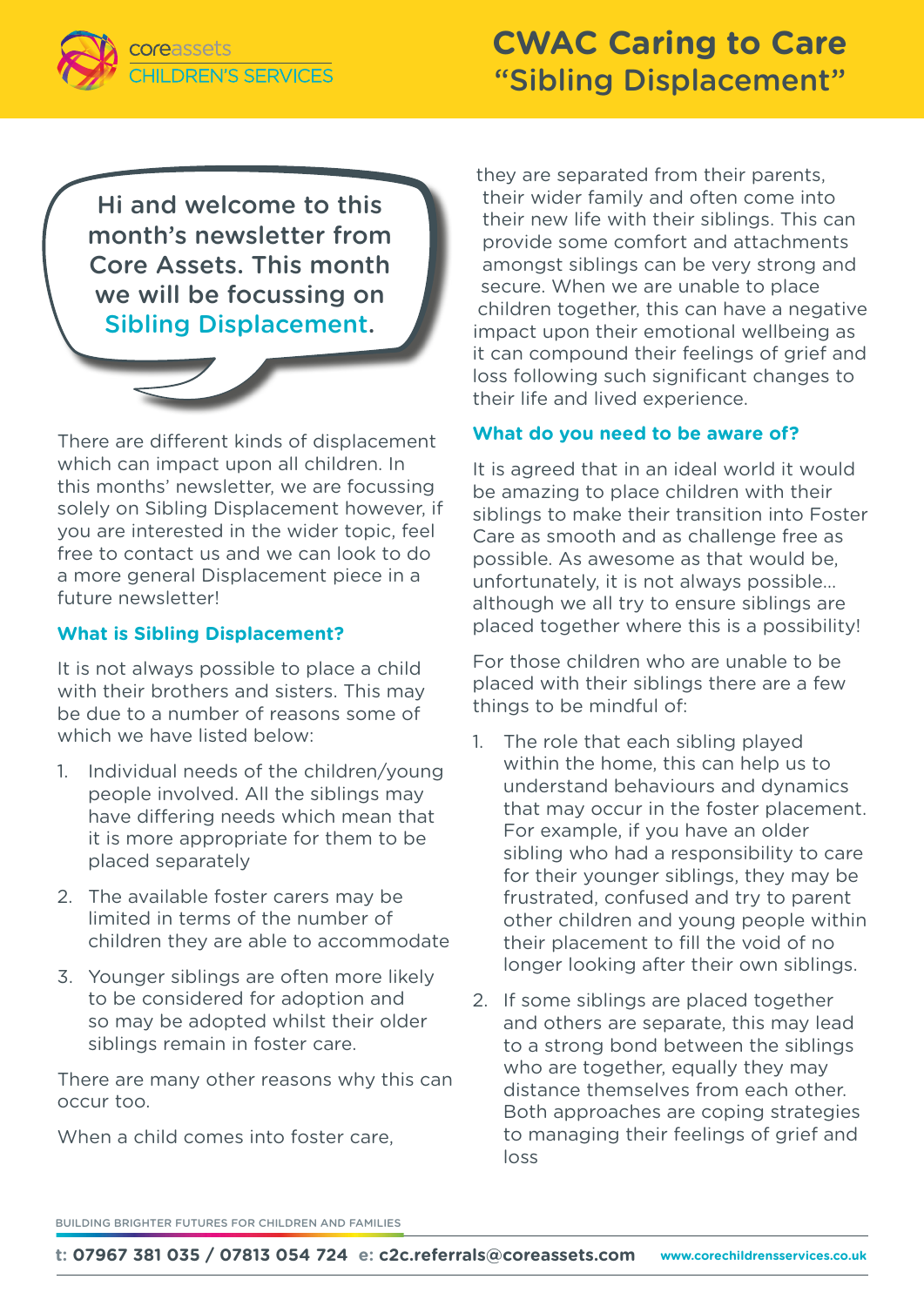# CWAC Caring to Care "Sibling Displacement"

Hi and welcome to this month's newsletter from Core Assets. This month we will be focussing on Sibling Displacement.

There are different kinds of displacement which can impact upon all children. In this months' newsletter, we are focussing solely on Sibling Displacement however, if you are interested in the wider topic, feel free to contact us and we can look to do a more general Displacement piece in a future newsletter!

### What is Sibling Displacement?

It is not always possible to place a child with their brothers and sisters. This may be due to a number of reasons some of which we have listed below:

1. Individual needs of the children/young people involved. All the siblings may have differing needs which mean that it is more appropriate for them to be placed separately
2. The available foster carers may be limited in terms of the number of children they are able to accommodate
3. Younger siblings are often more likely to be considered for adoption and so may be adopted whilst their older siblings remain in foster care.

There are many other reasons why this can occur too.

When a child comes into foster care, they are separated from their parents, their wider family and often come into their new life with their siblings. This can provide some comfort and attachments amongst siblings can be very strong and secure. When we are unable to place children together, this can have a negative impact upon their emotional wellbeing as it can compound their feelings of grief and loss following such significant changes to their life and lived experience.

### What do you need to be aware of?

It is agreed that in an ideal world it would be amazing to place children with their siblings to make their transition into Foster Care as smooth and as challenge free as possible. As awesome as that would be, unfortunately, it is not always possible... although we all try to ensure siblings are placed together where this is a possibility!

For those children who are unable to be placed with their siblings there are a few things to be mindful of:

1. The role that each sibling played within the home, this can help us to understand behaviours and dynamics that may occur in the foster placement. For example, if you have an older sibling who had a responsibility to care for their younger siblings, they may be frustrated, confused and try to parent other children and young people within their placement to fill the void of no longer looking after their own siblings.
2. If some siblings are placed together and others are separate, this may lead to a strong bond between the siblings who are together, equally they may distance themselves from each other. Both approaches are coping strategies to managing their feelings of grief and loss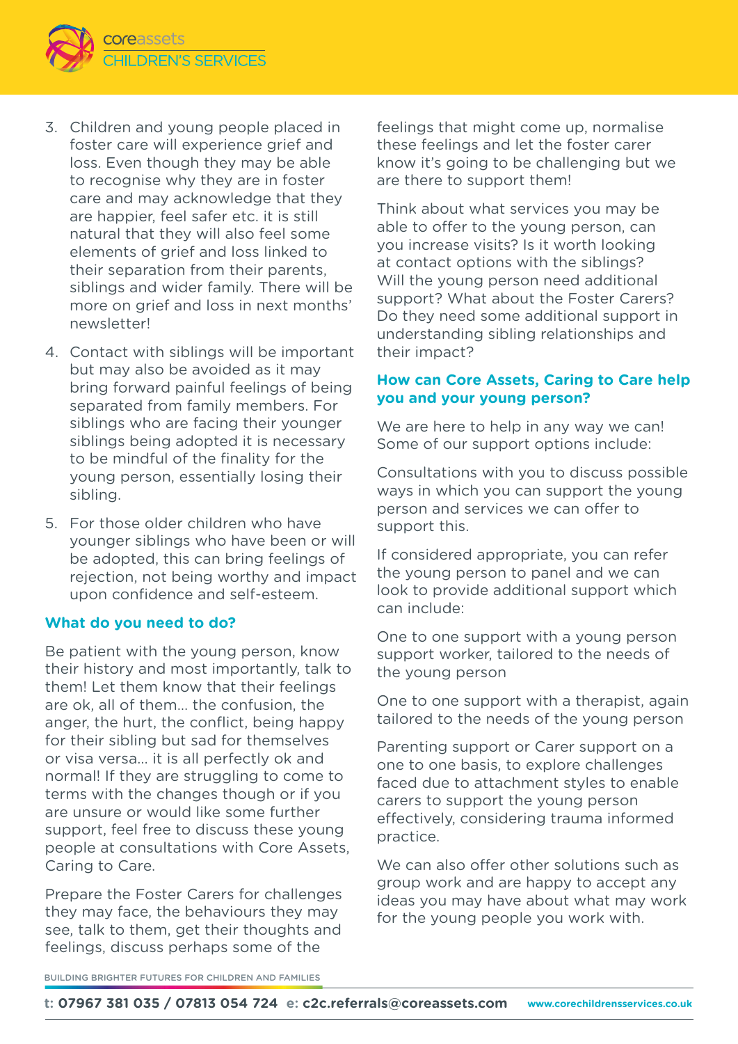3. Children and young people placed in foster care will experience grief and loss. Even though they may be able to recognise why they are in foster care and may acknowledge that they are happier, feel safer etc. it is still natural that they will also feel some elements of grief and loss linked to their separation from their parents, siblings and wider family. There will be more on grief and loss in next months' newsletter!
4. Contact with siblings will be important but may also be avoided as it may bring forward painful feelings of being separated from family members. For siblings who are facing their younger siblings being adopted it is necessary to be mindful of the finality for the young person, essentially losing their sibling.
5. For those older children who have younger siblings who have been or will be adopted, this can bring feelings of rejection, not being worthy and impact upon confidence and self-esteem.

### What do you need to do?

Be patient with the young person, know their history and most importantly, talk to them! Let them know that their feelings are ok, all of them… the confusion, the anger, the hurt, the conflict, being happy for their sibling but sad for themselves or visa versa… it is all perfectly ok and normal! If they are struggling to come to terms with the changes though or if you are unsure or would like some further support, feel free to discuss these young people at consultations with Core Assets, Caring to Care.

Prepare the Foster Carers for challenges they may face, the behaviours they may see, talk to them, get their thoughts and feelings, discuss perhaps some of the feelings that might come up, normalise these feelings and let the foster carer know it's going to be challenging but we are there to support them!

Think about what services you may be able to offer to the young person, can you increase visits? Is it worth looking at contact options with the siblings? Will the young person need additional support? What about the Foster Carers? Do they need some additional support in understanding sibling relationships and their impact?

### How can Core Assets, Caring to Care help you and your young person?

We are here to help in any way we can! Some of our support options include:

Consultations with you to discuss possible ways in which you can support the young person and services we can offer to support this.

If considered appropriate, you can refer the young person to panel and we can look to provide additional support which can include:

One to one support with a young person support worker, tailored to the needs of the young person

One to one support with a therapist, again tailored to the needs of the young person

Parenting support or Carer support on a one to one basis, to explore challenges faced due to attachment styles to enable carers to support the young person effectively, considering trauma informed practice.

We can also offer other solutions such as group work and are happy to accept any ideas you may have about what may work for the young people you work with.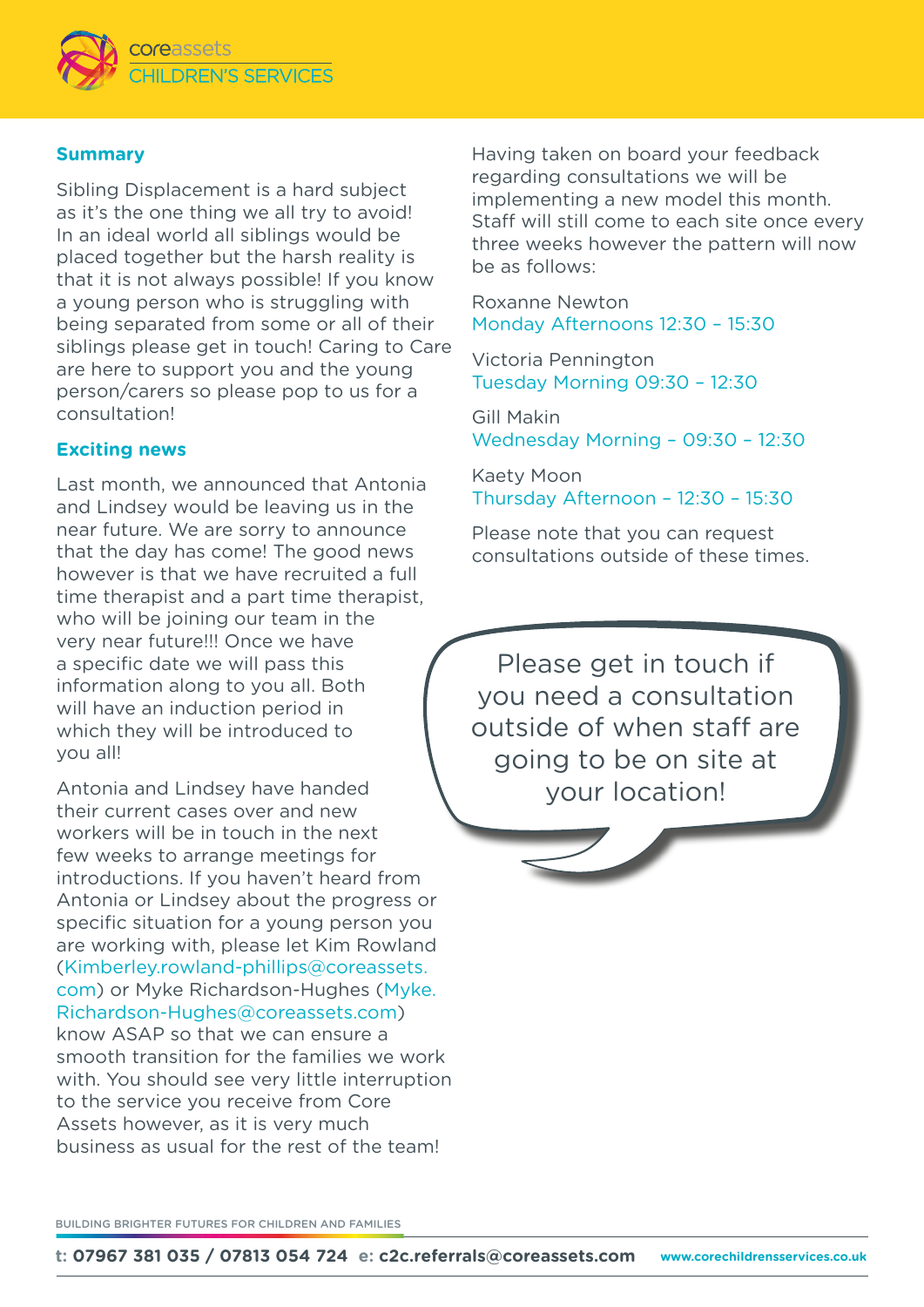## Summary

Sibling Displacement is a hard subject as it's the one thing we all try to avoid! In an ideal world all siblings would be placed together but the harsh reality is that it is not always possible! If you know a young person who is struggling with being separated from some or all of their siblings please get in touch! Caring to Care are here to support you and the young person/carers so please pop to us for a consultation!

## Exciting news

Last month, we announced that Antonia and Lindsey would be leaving us in the near future. We are sorry to announce that the day has come! The good news however is that we have recruited a full time therapist and a part time therapist, who will be joining our team in the very near future!!! Once we have a specific date we will pass this information along to you all. Both will have an induction period in which they will be introduced to you all!

Antonia and Lindsey have handed their current cases over and new workers will be in touch in the next few weeks to arrange meetings for introductions. If you haven't heard from Antonia or Lindsey about the progress or specific situation for a young person you are working with, please let Kim Rowland (Kimberley.rowland-phillips@coreassets.com) or Myke Richardson-Hughes (Myke.Richardson-Hughes@coreassets.com) know ASAP so that we can ensure a smooth transition for the families we work with. You should see very little interruption to the service you receive from Core Assets however, as it is very much business as usual for the rest of the team!

Having taken on board your feedback regarding consultations we will be implementing a new model this month. Staff will still come to each site once every three weeks however the pattern will now be as follows:

Roxanne Newton
Monday Afternoons 12:30 – 15:30

Victoria Pennington
Tuesday Morning 09:30 – 12:30

Gill Makin
Wednesday Morning – 09:30 – 12:30

Kaety Moon
Thursday Afternoon – 12:30 – 15:30

Please note that you can request consultations outside of these times.

Please get in touch if you need a consultation outside of when staff are going to be on site at your location!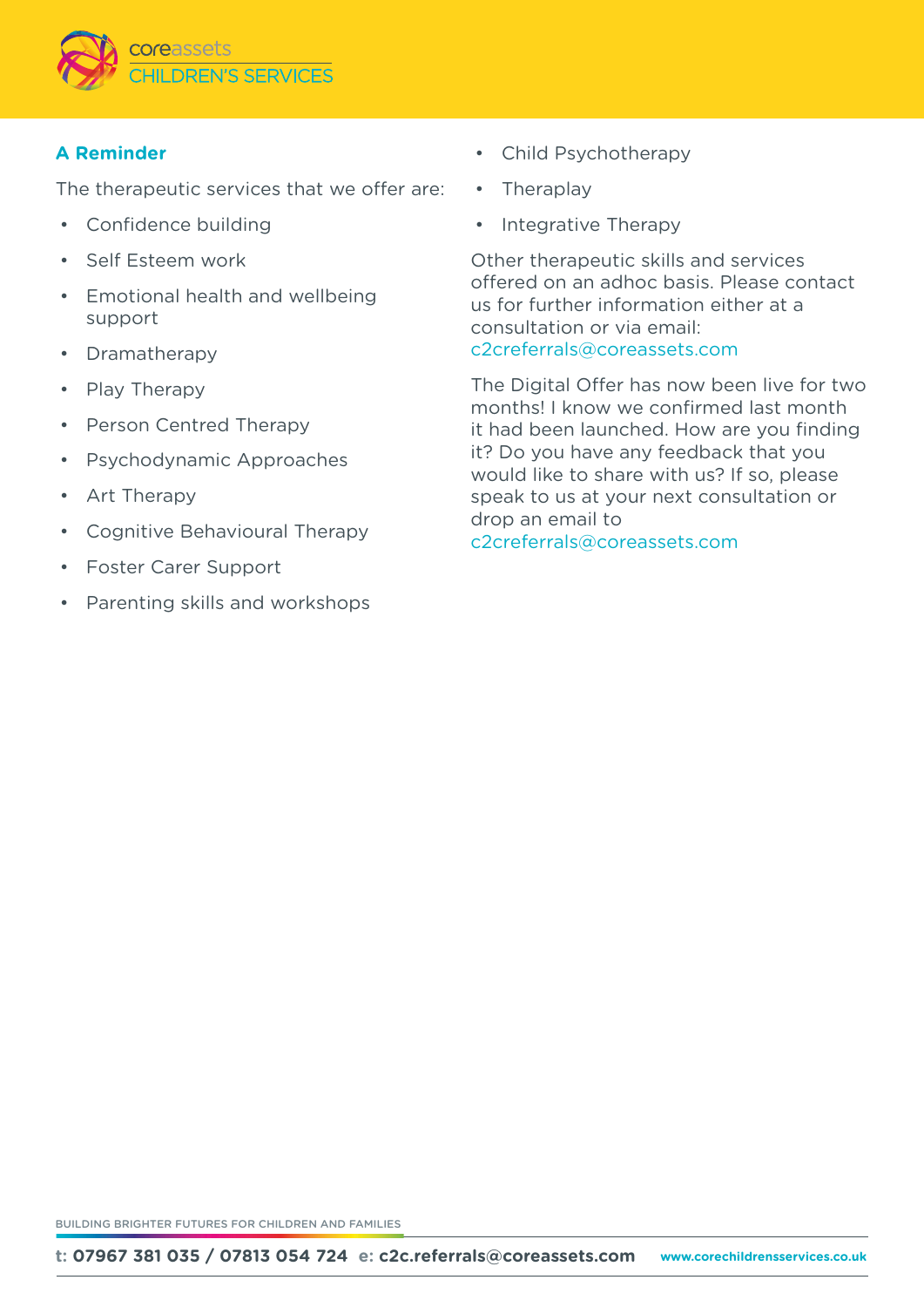### A Reminder

The therapeutic services that we offer are:

- Confidence building
- Self Esteem work
- Emotional health and wellbeing support
- Dramatherapy
- Play Therapy
- Person Centred Therapy
- Psychodynamic Approaches
- Art Therapy
- Cognitive Behavioural Therapy
- Foster Carer Support
- Parenting skills and workshops
- Child Psychotherapy
- Theraplay
- Integrative Therapy

Other therapeutic skills and services offered on an adhoc basis. Please contact us for further information either at a consultation or via email: c2creferrals@coreassets.com

The Digital Offer has now been live for two months! I know we confirmed last month it had been launched. How are you finding it? Do you have any feedback that you would like to share with us? If so, please speak to us at your next consultation or drop an email to c2creferrals@coreassets.com